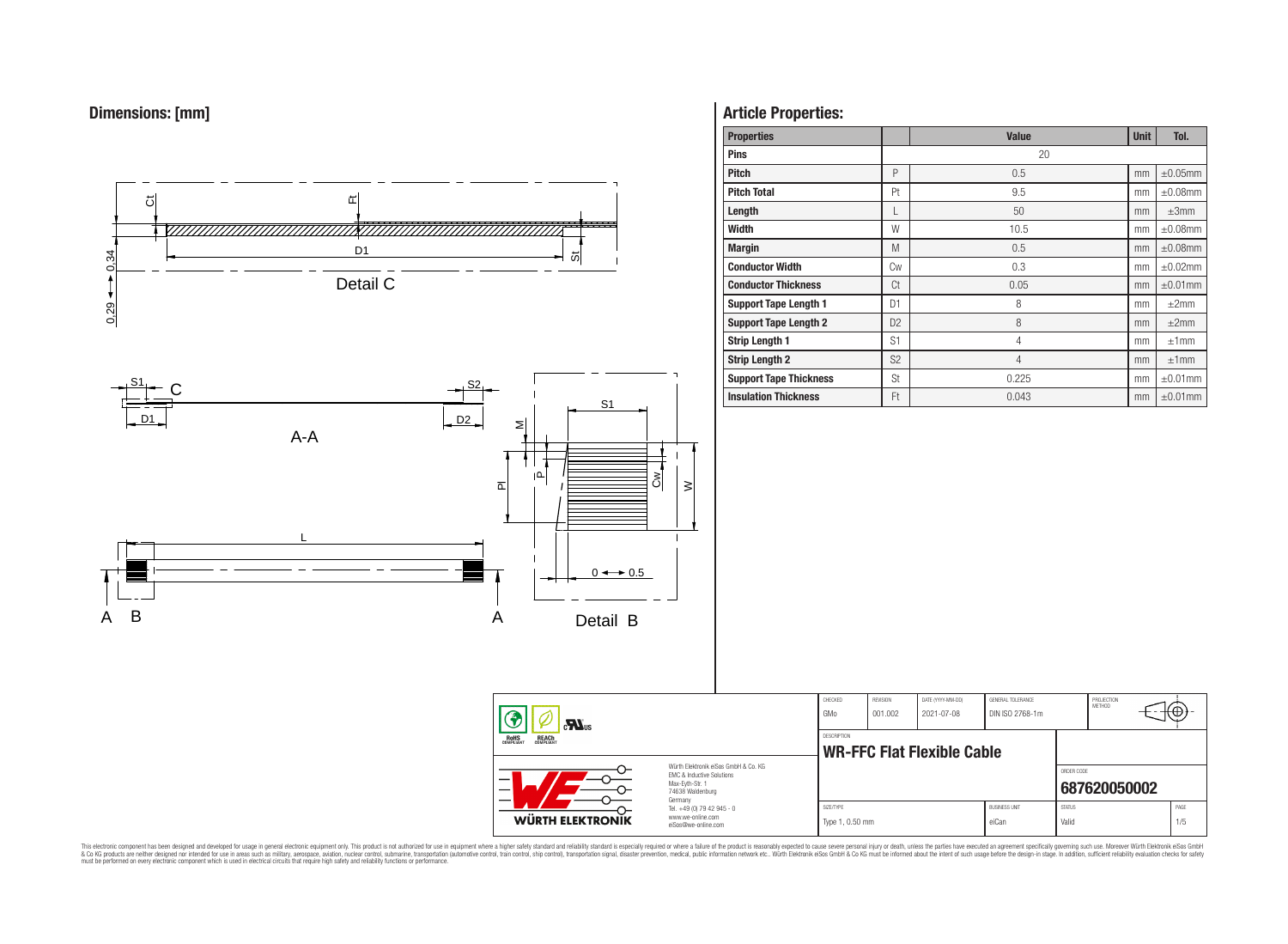## Dimensions: [mm]

Detail C

A-A

Detail B

## Article Properties:

| Properties | | Value | Unit | Tol. |
|---|---|---|---|---|
| **Pins** | | 20 | | |
| **Pitch** | P | 0.5 | mm | ±0.05mm |
| **Pitch Total** | Pt | 9.5 | mm | ±0.08mm |
| **Length** | L | 50 | mm | ±3mm |
| **Width** | W | 10.5 | mm | ±0.08mm |
| **Margin** | M | 0.5 | mm | ±0.08mm |
| **Conductor Width** | Cw | 0.3 | mm | ±0.02mm |
| **Conductor Thickness** | Ct | 0.05 | mm | ±0.01mm |
| **Support Tape Length 1** | D1 | 8 | mm | ±2mm |
| **Support Tape Length 2** | D2 | 8 | mm | ±2mm |
| **Strip Length 1** | S1 | 4 | mm | ±1mm |
| **Strip Length 2** | S2 | 4 | mm | ±1mm |
| **Support Tape Thickness** | St | 0.225 | mm | ±0.01mm |
| **Insulation Thickness** | Ft | 0.043 | mm | ±0.01mm |

| CHECKED | REVISION | DATE (YYYY-MM-DD) | GENERAL TOLERANCE | PROJECTION METHOD |
|---|---|---|---|---|
| GMo | 001.002 | 2021-07-08 | DIN ISO 2768-1m | |

DESCRIPTION: **WR-FFC Flat Flexible Cable**

ORDER CODE: **687620050002**

| SIZE/TYPE | BUSINESS UNIT | STATUS | PAGE |
|---|---|---|---|
| Type 1, 0.50 mm | eiCan | Valid | 1/5 |

Würth Elektronik eiSos GmbH & Co. KG
EMC & Inductive Solutions
Max-Eyth-Str. 1
74638 Waldenburg
Germany
Tel. +49 (0) 79 42 945 - 0
www.we-online.com
eiSos@we-online.com

WÜRTH ELEKTRONIK

This electronic component has been designed and developed for usage in general electronic equipment only. This product is not authorized for use in equipment where a higher safety standard and reliability standard is especially required or where a failure of the product is reasonably expected to cause severe personal injury or death, unless the parties have executed an agreement specifically governing such use. Moreover Würth Elektronik eiSos GmbH & Co KG products are neither designed nor intended for use in areas such as military, aerospace, aviation, nuclear control, submarine, transportation (automotive control, train control, ship control), transportation signal, disaster prevention, medical, public information network etc.. Würth Elektronik eiSos GmbH & Co KG must be informed about the intent of such usage before the design-in stage. In addition, sufficient reliability evaluation checks for safety must be performed on every electronic component which is used in electrical circuits that require high safety and reliability functions or performance.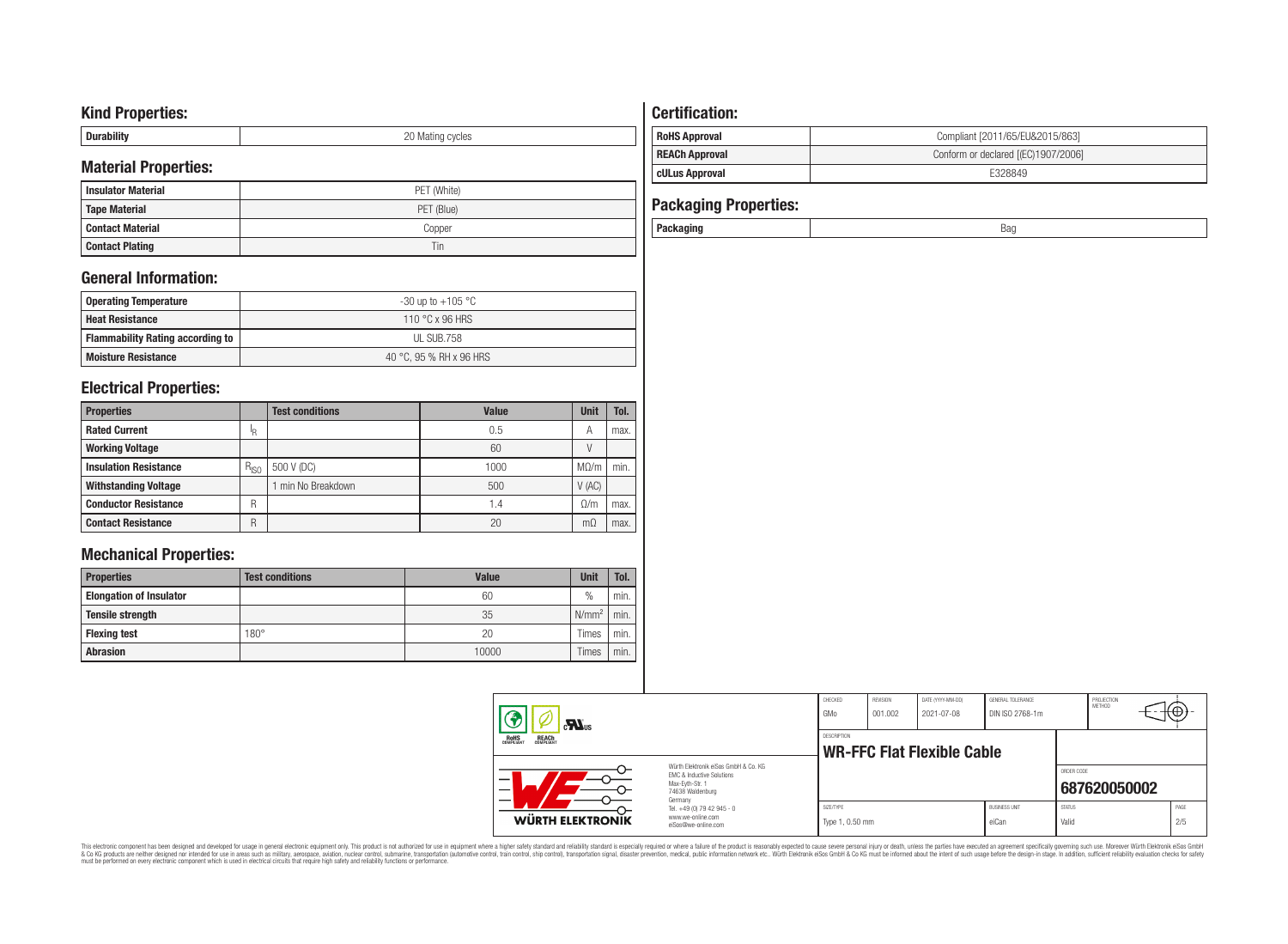## Kind Properties:

| Durability | 20 Mating cycles |
|---|---|

## Material Properties:

| Insulator Material | PET (White) |
|---|---|
| Tape Material | PET (Blue) |
| Contact Material | Copper |
| Contact Plating | Tin |

## General Information:

| Operating Temperature | -30 up to +105 °C |
|---|---|
| Heat Resistance | 110 °C x 96 HRS |
| Flammability Rating according to | UL SUB.758 |
| Moisture Resistance | 40 °C, 95 % RH x 96 HRS |

## Electrical Properties:

| Properties | | Test conditions | Value | Unit | Tol. |
|---|---|---|---|---|---|
| Rated Current | $I_R$ | | 0.5 | A | max. |
| Working Voltage | | | 60 | V | |
| Insulation Resistance | $R_{ISO}$ | 500 V (DC) | 1000 | MΩ/m | min. |
| Withstanding Voltage | | 1 min No Breakdown | 500 | V (AC) | |
| Conductor Resistance | R | | 1.4 | Ω/m | max. |
| Contact Resistance | R | | 20 | mΩ | max. |

## Mechanical Properties:

| Properties | Test conditions | Value | Unit | Tol. |
|---|---|---|---|---|
| Elongation of Insulator | | 60 | % | min. |
| Tensile strength | | 35 | $N/mm^2$ | min. |
| Flexing test | 180° | 20 | Times | min. |
| Abrasion | | 10000 | Times | min. |

## Certification:

| RoHS Approval | Compliant [2011/65/EU&2015/863] |
|---|---|
| REACh Approval | Conform or declared [(EC)1907/2006] |
| cULus Approval | E328849 |

## Packaging Properties:

| Packaging | Bag |
|---|---|

| CHECKED | REVISION | DATE (YYYY-MM-DD) | GENERAL TOLERANCE | PROJECTION METHOD |
|---|---|---|---|---|
| GMo | 001.002 | 2021-07-08 | DIN ISO 2768-1m | |

DESCRIPTION: **WR-FFC Flat Flexible Cable**

ORDER CODE: **687620050002**

| SIZE/TYPE | BUSINESS UNIT | STATUS | PAGE |
|---|---|---|---|
| Type 1, 0.50 mm | eiCan | Valid | 2/5 |

Würth Elektronik eiSos GmbH & Co. KG
EMC & Inductive Solutions
Max-Eyth-Str. 1
74638 Waldenburg
Germany
Tel. +49 (0) 79 42 945 - 0
www.we-online.com
eiSos@we-online.com

This electronic component has been designed and developed for usage in general electronic equipment only. This product is not authorized for use in equipment where a higher safety standard and reliability standard is especially required or where a failure of the product is reasonably expected to cause severe personal injury or death, unless the parties have executed an agreement specifically governing such use. Moreover Würth Elektronik eiSos GmbH & Co KG products are neither designed nor intended for use in areas such as military, aerospace, aviation, nuclear control, submarine, transportation (automotive control, train control, ship control), transportation signal, disaster prevention, medical, public information network etc.. Würth Elektronik eiSos GmbH & Co KG must be informed about the intent of such usage before the design-in stage. In addition, sufficient reliability evaluation checks for safety must be performed on every electronic component which is used in electrical circuits that require high safety and reliability functions or performance.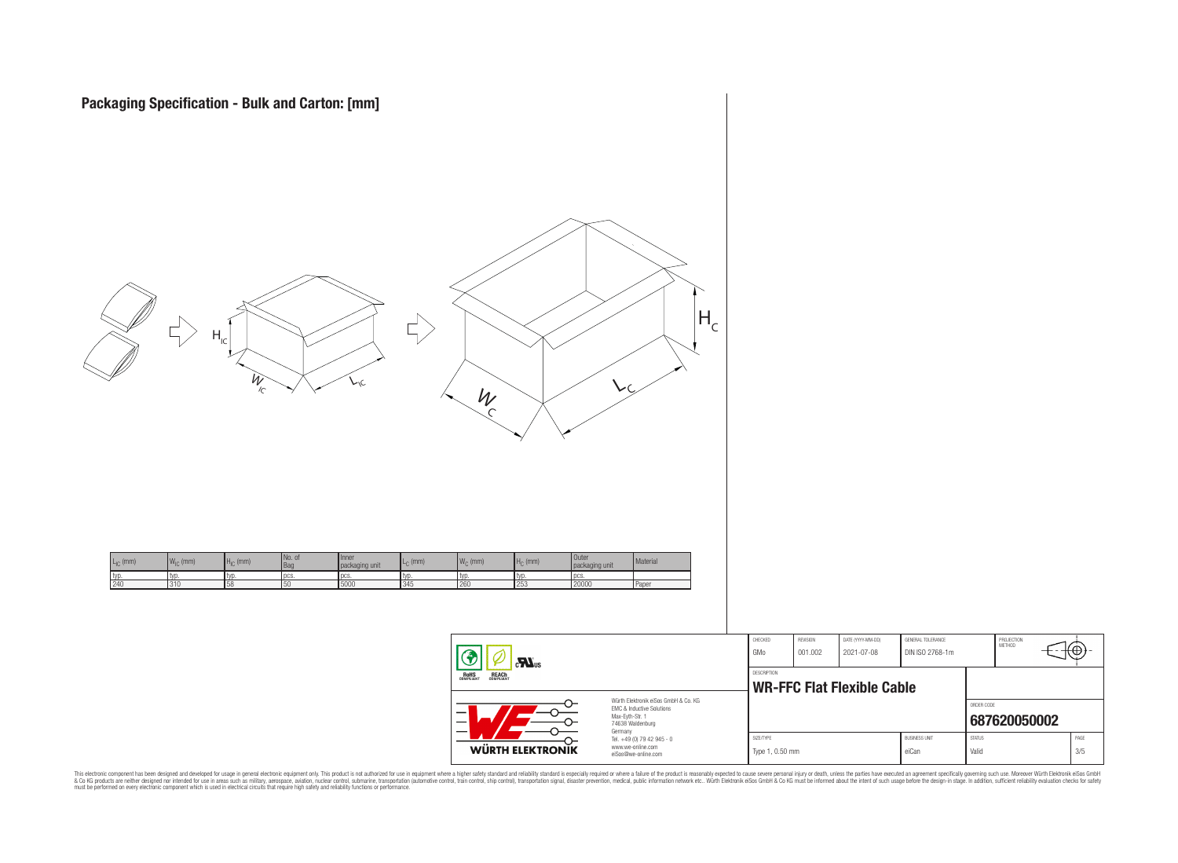# Packaging Specification - Bulk and Carton: [mm]

| $L_{IC}$ (mm) | $W_{IC}$ (mm) | $H_{IC}$ (mm) | No. of Bag | Inner packaging unit | $L_C$ (mm) | $W_C$ (mm) | $H_C$ (mm) | Outer packaging unit | Material |
|---|---|---|---|---|---|---|---|---|---|
| typ. | typ. | typ. | pcs. | pcs. | typ. | typ. | typ. | pcs. | |
| 240 | 310 | 58 | 50 | 5000 | 345 | 260 | 253 | 20000 | Paper |

| CHECKED | REVISION | DATE (YYYY-MM-DD) | GENERAL TOLERANCE | PROJECTION METHOD |
|---|---|---|---|---|
| GMo | 001.002 | 2021-07-08 | DIN ISO 2768-1m | |

DESCRIPTION

**WR-FFC Flat Flexible Cable**

ORDER CODE: **687620050002**

| SIZE/TYPE | BUSINESS UNIT | STATUS | PAGE |
|---|---|---|---|
| Type 1, 0.50 mm | eiCan | Valid | 3/5 |

Würth Elektronik eiSos GmbH & Co. KG
EMC & Inductive Solutions
Max-Eyth-Str. 1
74638 Waldenburg
Germany
Tel. +49 (0) 79 42 945 - 0
www.we-online.com
eiSos@we-online.com

This electronic component has been designed and developed for usage in general electronic equipment only. This product is not authorized for use in equipment where a higher safety standard and reliability standard is especially required or where a failure of the product is reasonably expected to cause severe personal injury or death, unless the parties have executed an agreement specifically governing such usage. Moreover Würth Elektronik eiSos GmbH & Co KG products are neither designed nor intended for use in areas such as military, aerospace, aviation, nuclear control, submarine, transportation (automotive control, train control, ship control), transportation signal, disaster prevention, medical, public information network etc.. Würth Elektronik eiSos GmbH & Co KG must be informed about the intent of such usage before the design-in stage. In addition, sufficient reliability evaluation checks for safety must be performed on every electronic component which is used in electrical circuits that require high safety and reliability functions or performance.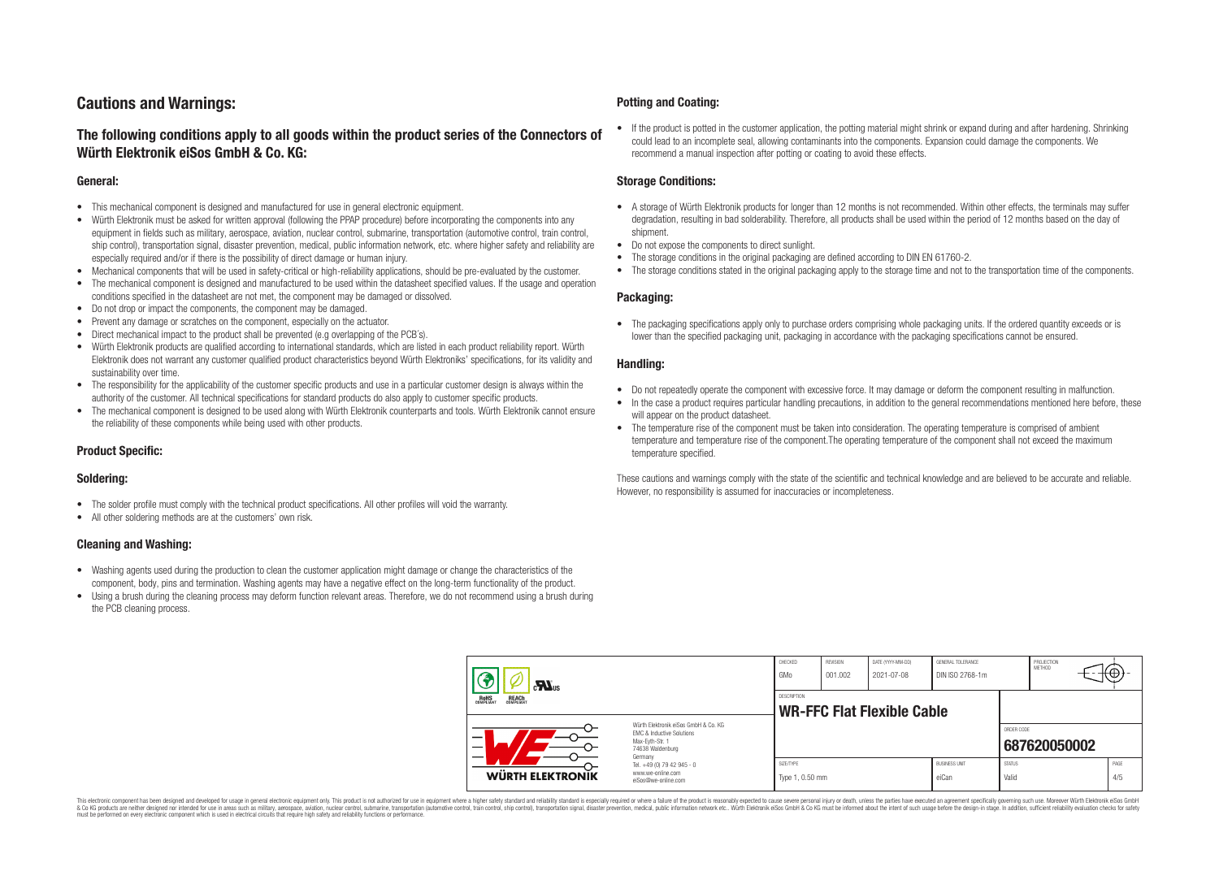## Cautions and Warnings:

### The following conditions apply to all goods within the product series of the Connectors of Würth Elektronik eiSos GmbH & Co. KG:

#### General:

- This mechanical component is designed and manufactured for use in general electronic equipment.
- Würth Elektronik must be asked for written approval (following the PPAP procedure) before incorporating the components into any equipment in fields such as military, aerospace, aviation, nuclear control, submarine, transportation (automotive control, train control, ship control), transportation signal, disaster prevention, medical, public information network, etc. where higher safety and reliability are especially required and/or if there is the possibility of direct damage or human injury.
- Mechanical components that will be used in safety-critical or high-reliability applications, should be pre-evaluated by the customer.
- The mechanical component is designed and manufactured to be used within the datasheet specified values. If the usage and operation conditions specified in the datasheet are not met, the component may be damaged or dissolved.
- Do not drop or impact the components, the component may be damaged.
- Prevent any damage or scratches on the component, especially on the actuator.
- Direct mechanical impact to the product shall be prevented (e.g overlapping of the PCB´s).
- Würth Elektronik products are qualified according to international standards, which are listed in each product reliability report. Würth Elektronik does not warrant any customer qualified product characteristics beyond Würth Elektroniks' specifications, for its validity and sustainability over time.
- The responsibility for the applicability of the customer specific products and use in a particular customer design is always within the authority of the customer. All technical specifications for standard products do also apply to customer specific products.
- The mechanical component is designed to be used along with Würth Elektronik counterparts and tools. Würth Elektronik cannot ensure the reliability of these components while being used with other products.

#### Product Specific:

#### Soldering:

- The solder profile must comply with the technical product specifications. All other profiles will void the warranty.
- All other soldering methods are at the customers' own risk.

#### Cleaning and Washing:

- Washing agents used during the production to clean the customer application might damage or change the characteristics of the component, body, pins and termination. Washing agents may have a negative effect on the long-term functionality of the product.
- Using a brush during the cleaning process may deform function relevant areas. Therefore, we do not recommend using a brush during the PCB cleaning process.

#### Potting and Coating:

- If the product is potted in the customer application, the potting material might shrink or expand during and after hardening. Shrinking could lead to an incomplete seal, allowing contaminants into the components. Expansion could damage the components. We recommend a manual inspection after potting or coating to avoid these effects.

#### Storage Conditions:

- A storage of Würth Elektronik products for longer than 12 months is not recommended. Within other effects, the terminals may suffer degradation, resulting in bad solderability. Therefore, all products shall be used within the period of 12 months based on the day of shipment.
- Do not expose the components to direct sunlight.
- The storage conditions in the original packaging are defined according to DIN EN 61760-2.
- The storage conditions stated in the original packaging apply to the storage time and not to the transportation time of the components.

#### Packaging:

- The packaging specifications apply only to purchase orders comprising whole packaging units. If the ordered quantity exceeds or is lower than the specified packaging unit, packaging in accordance with the packaging specifications cannot be ensured.

#### Handling:

- Do not repeatedly operate the component with excessive force. It may damage or deform the component resulting in malfunction.
- In the case a product requires particular handling precautions, in addition to the general recommendations mentioned here before, these will appear on the product datasheet.
- The temperature rise of the component must be taken into consideration. The operating temperature is comprised of ambient temperature and temperature rise of the component.The operating temperature of the component shall not exceed the maximum temperature specified.

These cautions and warnings comply with the state of the scientific and technical knowledge and are believed to be accurate and reliable. However, no responsibility is assumed for inaccuracies or incompleteness.

| CHECKED | REVISION | DATE (YYYY-MM-DD) | GENERAL TOLERANCE | PROJECTION METHOD |
|---|---|---|---|---|
| GMo | 001.002 | 2021-07-08 | DIN ISO 2768-1m | |

| DESCRIPTION | ORDER CODE |
|---|---|
| WR-FFC Flat Flexible Cable | 687620050002 |

| SIZE/TYPE | BUSINESS UNIT | STATUS | PAGE |
|---|---|---|---|
| Type 1, 0.50 mm | eiCan | Valid | 4/5 |

Würth Elektronik eiSos GmbH & Co. KG
EMC & Inductive Solutions
Max-Eyth-Str. 1
74638 Waldenburg
Germany
Tel. +49 (0) 79 42 945 - 0
www.we-online.com
eiSos@we-online.com

This electronic component has been designed and developed for usage in general electronic equipment only. This product is not authorized for use in equipment where a higher safety standard and reliability standard is especially required or where a failure of the product is reasonably expected to cause severe personal injury or death, unless the parties have executed an agreement specifically governing such use. Moreover Würth Elektronik eiSos GmbH & Co KG products are neither designed nor intended for use in areas such as military, aerospace, aviation, nuclear control, submarine, transportation (automotive control, train control, ship control), transportation signal, disaster prevention, medical, public information network etc.. Würth Elektronik eiSos GmbH & Co KG must be informed about the intent of such usage before the design-in stage. In addition, sufficient reliability evaluation checks for safety must be performed on every electronic component which is used in electrical circuits that require high safety and reliability functions or performance.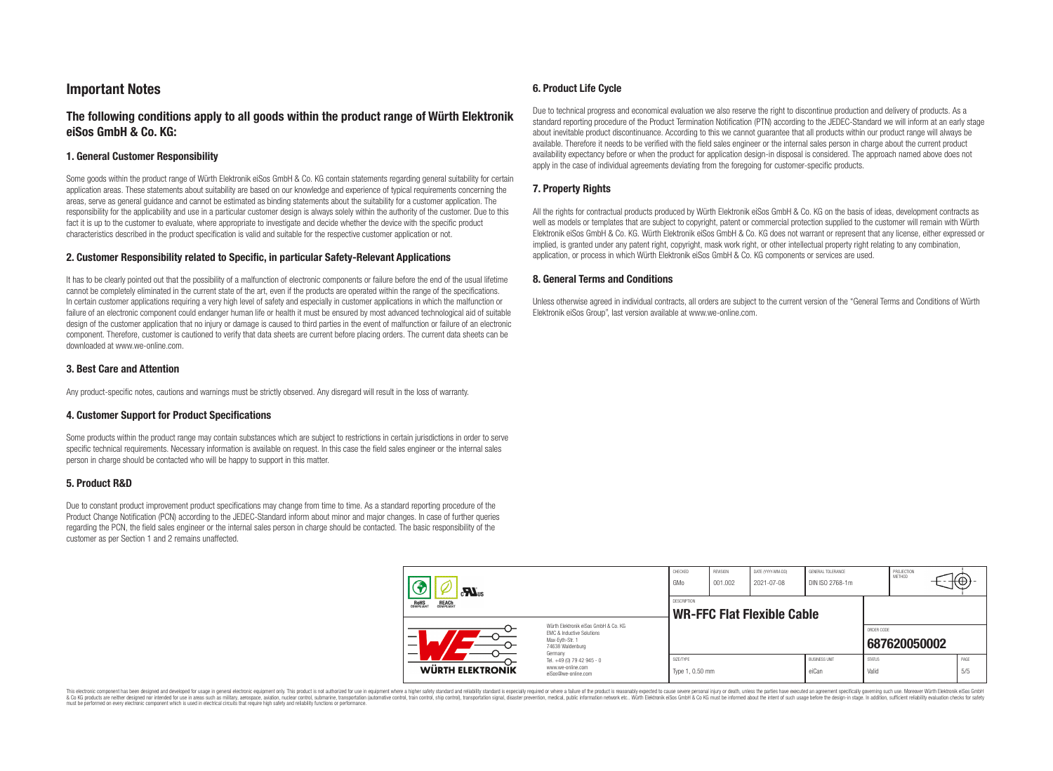# Important Notes

## The following conditions apply to all goods within the product range of Würth Elektronik eiSos GmbH & Co. KG:

### 1. General Customer Responsibility

Some goods within the product range of Würth Elektronik eiSos GmbH & Co. KG contain statements regarding general suitability for certain application areas. These statements about suitability are based on our knowledge and experience of typical requirements concerning the areas, serve as general guidance and cannot be estimated as binding statements about the suitability for a customer application. The responsibility for the applicability and use in a particular customer design is always solely within the authority of the customer. Due to this fact it is up to the customer to evaluate, where appropriate to investigate and decide whether the device with the specific product characteristics described in the product specification is valid and suitable for the respective customer application or not.

### 2. Customer Responsibility related to Specific, in particular Safety-Relevant Applications

It has to be clearly pointed out that the possibility of a malfunction of electronic components or failure before the end of the usual lifetime cannot be completely eliminated in the current state of the art, even if the products are operated within the range of the specifications. In certain customer applications requiring a very high level of safety and especially in customer applications in which the malfunction or failure of an electronic component could endanger human life or health it must be ensured by most advanced technological aid of suitable design of the customer application that no injury or damage is caused to third parties in the event of malfunction or failure of an electronic component. Therefore, customer is cautioned to verify that data sheets are current before placing orders. The current data sheets can be downloaded at www.we-online.com.

### 3. Best Care and Attention

Any product-specific notes, cautions and warnings must be strictly observed. Any disregard will result in the loss of warranty.

### 4. Customer Support for Product Specifications

Some products within the product range may contain substances which are subject to restrictions in certain jurisdictions in order to serve specific technical requirements. Necessary information is available on request. In this case the field sales engineer or the internal sales person in charge should be contacted who will be happy to support in this matter.

### 5. Product R&D

Due to constant product improvement product specifications may change from time to time. As a standard reporting procedure of the Product Change Notification (PCN) according to the JEDEC-Standard inform about minor and major changes. In case of further queries regarding the PCN, the field sales engineer or the internal sales person in charge should be contacted. The basic responsibility of the customer as per Section 1 and 2 remains unaffected.

### 6. Product Life Cycle

Due to technical progress and economical evaluation we also reserve the right to discontinue production and delivery of products. As a standard reporting procedure of the Product Termination Notification (PTN) according to the JEDEC-Standard we will inform at an early stage about inevitable product discontinuance. According to this we cannot guarantee that all products within our product range will always be available. Therefore it needs to be verified with the field sales engineer or the internal sales person in charge about the current product availability expectancy before or when the product for application design-in disposal is considered. The approach named above does not apply in the case of individual agreements deviating from the foregoing for customer-specific products.

### 7. Property Rights

All the rights for contractual products produced by Würth Elektronik eiSos GmbH & Co. KG on the basis of ideas, development contracts as well as models or templates that are subject to copyright, patent or commercial protection supplied to the customer will remain with Würth Elektronik eiSos GmbH & Co. KG. Würth Elektronik eiSos GmbH & Co. KG does not warrant or represent that any license, either expressed or implied, is granted under any patent right, copyright, mask work right, or other intellectual property right relating to any combination, application, or process in which Würth Elektronik eiSos GmbH & Co. KG components or services are used.

### 8. General Terms and Conditions

Unless otherwise agreed in individual contracts, all orders are subject to the current version of the "General Terms and Conditions of Würth Elektronik eiSos Group", last version available at www.we-online.com.

| | | | | | | | |
|---|---|---|---|---|---|---|---|
| RoHS COMPLIANT / REACh COMPLIANT | | CHECKED GMo | REVISION 001.002 | DATE (YYYY-MM-DD) 2021-07-08 | GENERAL TOLERANCE DIN ISO 2768-1m | PROJECTION METHOD | |
| | | DESCRIPTION **WR-FFC Flat Flexible Cable** | | | | | |
| WÜRTH ELEKTRONIK | Würth Elektronik eiSos GmbH & Co. KG EMC & Inductive Solutions Max-Eyth-Str. 1 74638 Waldenburg Germany Tel. +49 (0) 79 42 945 - 0 www.we-online.com eiSos@we-online.com | | | | | ORDER CODE **687620050002** | |
| | | SIZE/TYPE Type 1, 0.50 mm | | | BUSINESS UNIT eiCan | STATUS Valid | PAGE 5/5 |

This electronic component has been designed and developed for usage in general electronic equipment only. This product is not authorized for use in equipment where a higher safety standard and reliability standard is especially required or where a failure of the product is reasonably expected to cause severe personal injury or death, unless the parties have executed an agreement specifically governing such use. Moreover Würth Elektronik eiSos GmbH & Co KG products are neither designed nor intended for use in areas such as military, aerospace, aviation, nuclear control, submarine, transportation (automotive control, train control, ship control), transportation signal, disaster prevention, medical, public information network etc.. Würth Elektronik eiSos GmbH & Co KG must be informed about the intent of such usage before the design-in stage. In addition, sufficient reliability evaluation checks for safety must be performed on every electronic component which is used in electrical circuits that require high safety and reliability functions or performance.